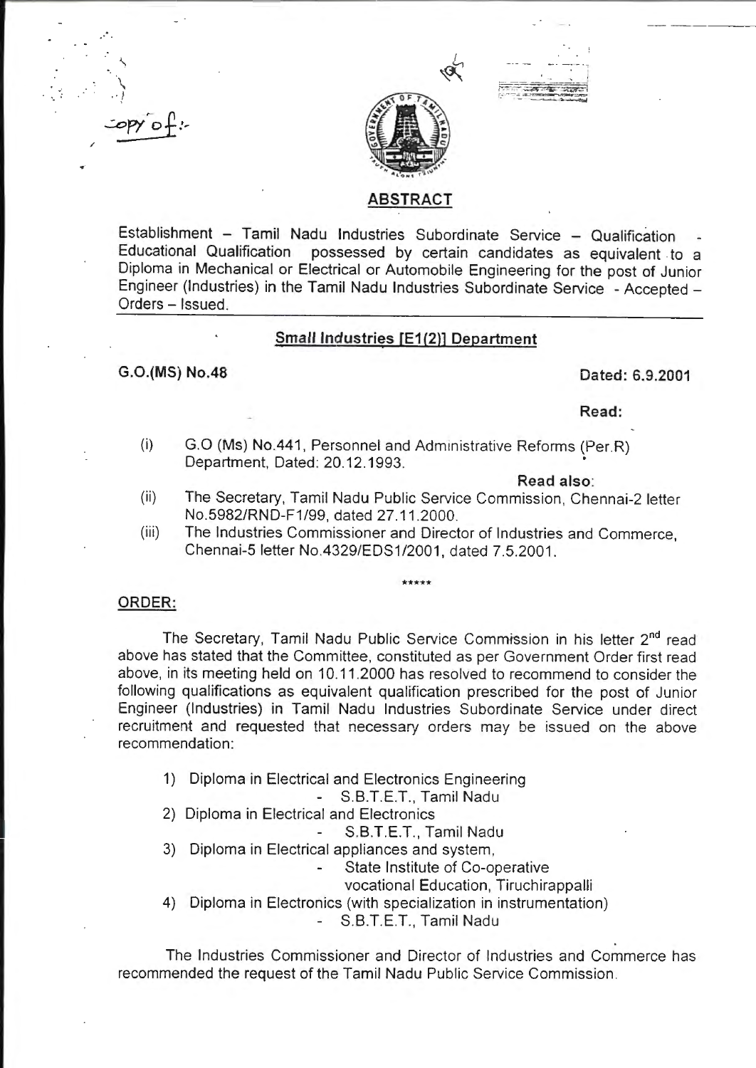Copy of:-

## ABSTRACT

Establishment – Tamil Nadu Industries Subordinate Service – Qualification - Educational Qualification possessed by certain candidates as equivalent to a Diploma in Mechanical or Electrical or Automobile Engineering for the post of Junior Engineer (Industries) in the Tamil Nadu Industries Subordinate Service - Accepted – Orders – Issued.

---

### Small Industries [E1(2)] Department

**G.O.(MS) No.48** **Dated: 6.9.2001**

**Read:**

(i) G.O (Ms) No.441, Personnel and Administrative Reforms (Per.R) Department, Dated: 20.12.1993.

**Read also:**

(ii) The Secretary, Tamil Nadu Public Service Commission, Chennai-2 letter No.5982/RND-F1/99, dated 27.11.2000.

(iii) The Industries Commissioner and Director of Industries and Commerce, Chennai-5 letter No.4329/EDS1/2001, dated 7.5.2001.

*****

**ORDER:**

The Secretary, Tamil Nadu Public Service Commission in his letter 2nd read above has stated that the Committee, constituted as per Government Order first read above, in its meeting held on 10.11.2000 has resolved to recommend to consider the following qualifications as equivalent qualification prescribed for the post of Junior Engineer (Industries) in Tamil Nadu Industries Subordinate Service under direct recruitment and requested that necessary orders may be issued on the above recommendation:

1) Diploma in Electrical and Electronics Engineering
   - S.B.T.E.T., Tamil Nadu
2) Diploma in Electrical and Electronics
   - S.B.T.E.T., Tamil Nadu
3) Diploma in Electrical appliances and system,
   - State Institute of Co-operative vocational Education, Tiruchirappalli
4) Diploma in Electronics (with specialization in instrumentation)
   - S.B.T.E.T., Tamil Nadu

The Industries Commissioner and Director of Industries and Commerce has recommended the request of the Tamil Nadu Public Service Commission.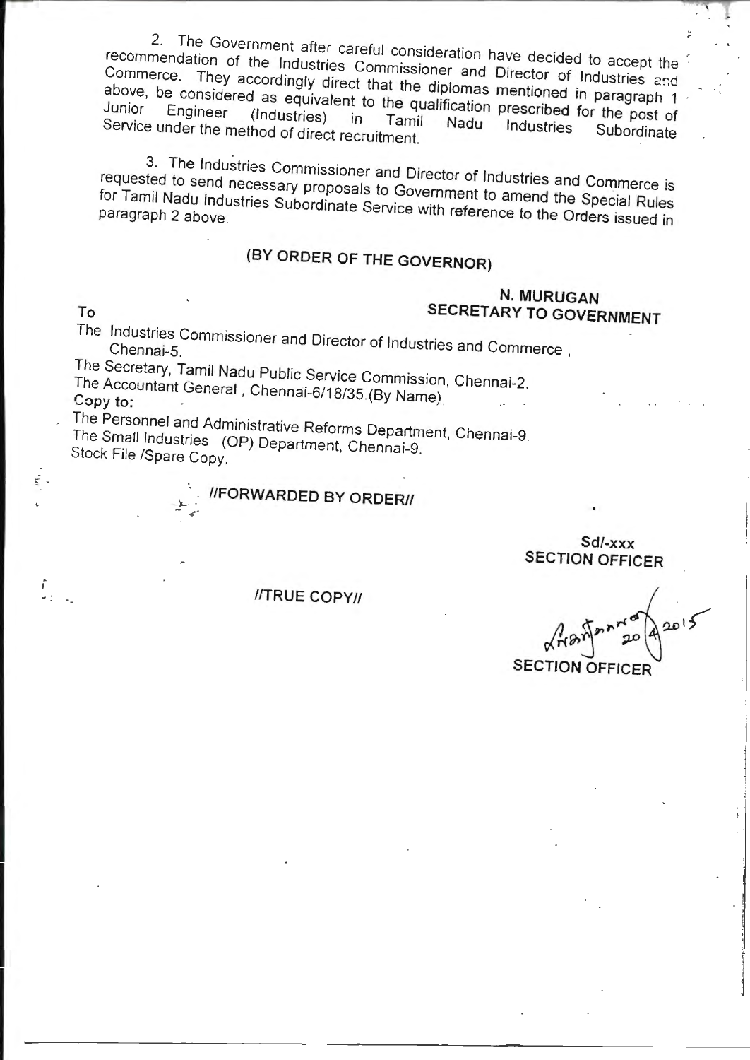2. The Government after careful consideration have decided to accept the recommendation of the Industries Commissioner and Director of Industries and Commerce. They accordingly direct that the diplomas mentioned in paragraph 1 above, be considered as equivalent to the qualification prescribed for the post of Junior Engineer (Industries) in Tamil Nadu Industries Subordinate Service under the method of direct recruitment.

3. The Industries Commissioner and Director of Industries and Commerce is requested to send necessary proposals to Government to amend the Special Rules for Tamil Nadu Industries Subordinate Service with reference to the Orders issued in paragraph 2 above.

**(BY ORDER OF THE GOVERNOR)**

**N. MURUGAN**
**SECRETARY TO GOVERNMENT**

To

The Industries Commissioner and Director of Industries and Commerce, Chennai-5.
The Secretary, Tamil Nadu Public Service Commission, Chennai-2.
The Accountant General, Chennai-6/18/35.(By Name)

**Copy to:**

The Personnel and Administrative Reforms Department, Chennai-9.
The Small Industries (OP) Department, Chennai-9.
Stock File /Spare Copy.

**//FORWARDED BY ORDER//**

**Sd/-xxx**
**SECTION OFFICER**

**//TRUE COPY//**

20/4/2015

**SECTION OFFICER**